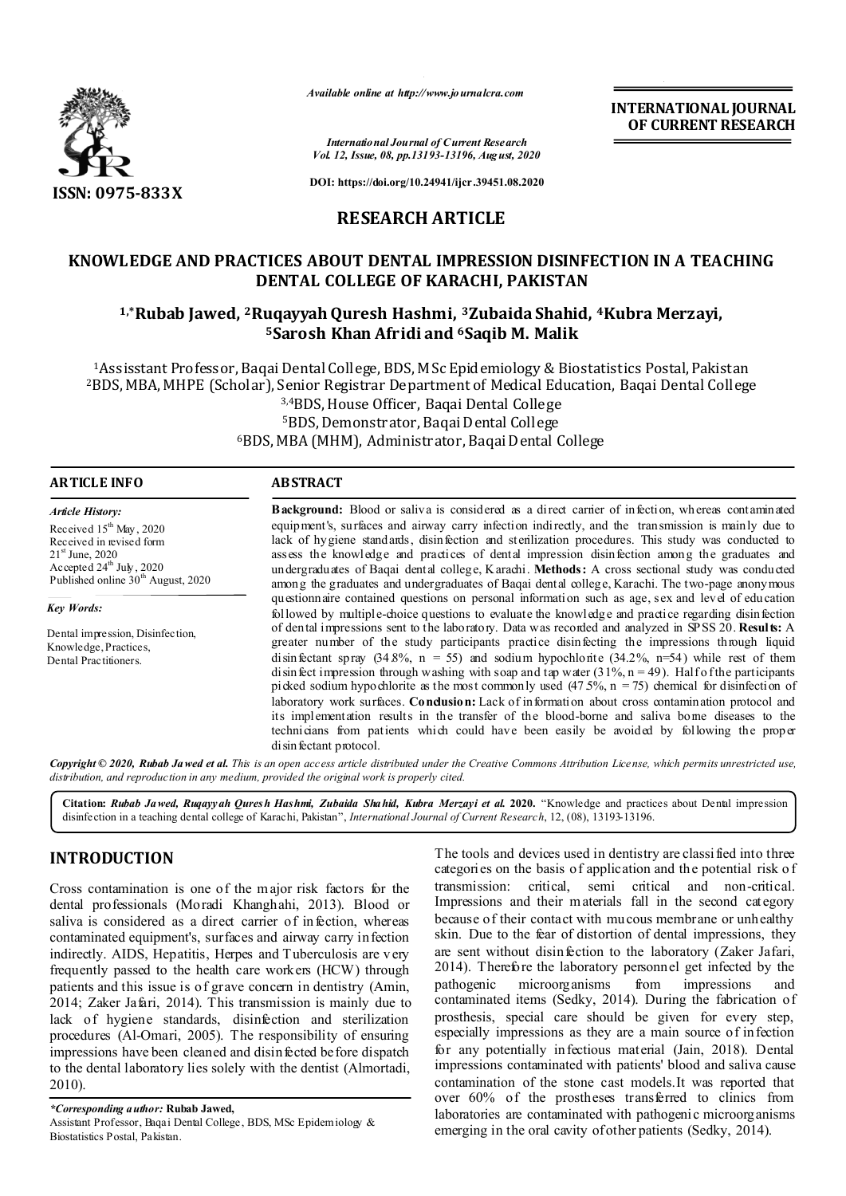*Available online at http://www.journalcra.com*

**INTERNATIONAL JOURNAL OF CURRENT RESEARCH**

*International Journal of Current Research*
*Vol. 12, Issue, 08, pp.13193-13196, August, 2020*

**DOI: https://doi.org/10.24941/ijcr.39451.08.2020**

**ISSN: 0975-833X**

## RESEARCH ARTICLE

# KNOWLEDGE AND PRACTICES ABOUT DENTAL IMPRESSION DISINFECTION IN A TEACHING DENTAL COLLEGE OF KARACHI, PAKISTAN

**[1,*]Rubab Jawed, [2]Ruqayyah Quresh Hashmi, [3]Zubaida Shahid, [4]Kubra Merzayi, [5]Sarosh Khan Afridi and [6]Saqib M. Malik**

[1]Assistant Professor, Baqai Dental College, BDS, MSc Epidemiology & Biostatistics Postal, Pakistan
[2]BDS, MBA, MHPE (Scholar), Senior Registrar Department of Medical Education, Baqai Dental College
[3,4]BDS, House Officer, Baqai Dental College
[5]BDS, Demonstrator, Baqai Dental College
[6]BDS, MBA (MHM), Administrator, Baqai Dental College

### ARTICLE INFO

*Article History:*

Received 15th May, 2020
Received in revised form 21st June, 2020
Accepted 24th July, 2020
Published online 30th August, 2020

*Key Words:*

Dental impression, Disinfection, Knowledge, Practices, Dental Practitioners.

### ABSTRACT

**Background:** Blood or saliva is considered as a direct carrier of infection, whereas contaminated equipment's, surfaces and airway carry infection indirectly, and the transmission is mainly due to lack of hygiene standards, disinfection and sterilization procedures. This study was conducted to assess the knowledge and practices of dental impression disinfection among the graduates and undergraduates of Baqai dental college, Karachi. **Methods:** A cross sectional study was conducted among the graduates and undergraduates of Baqai dental college, Karachi. The two-page anonymous questionnaire contained questions on personal information such as age, sex and level of education followed by multiple-choice questions to evaluate the knowledge and practice regarding disinfection of dental impressions sent to the laboratory. Data was recorded and analyzed in SPSS 20. **Results:** A greater number of the study participants practice disinfecting the impressions through liquid disinfectant spray (34.8%, n = 55) and sodium hypochlorite (34.2%, n=54) while rest of them disinfect impression through washing with soap and tap water (31%, n = 49). Half of the participants picked sodium hypochlorite as the most commonly used (47.5%, n = 75) chemical for disinfection of laboratory work surfaces. **Conclusion:** Lack of information about cross contamination protocol and its implementation results in the transfer of the blood-borne and saliva borne diseases to the technicians from patients which could have been easily be avoided by following the proper disinfectant protocol.

***Copyright © 2020, Rubab Jawed et al.*** *This is an open access article distributed under the Creative Commons Attribution License, which permits unrestricted use, distribution, and reproduction in any medium, provided the original work is properly cited.*

**Citation:** ***Rubab Jawed, Ruqayyah Quresh Hashmi, Zubaida Shahid, Kubra Merzayi et al.*** **2020.** "Knowledge and practices about Dental impression disinfection in a teaching dental college of Karachi, Pakistan", *International Journal of Current Research*, 12, (08), 13193-13196.

## INTRODUCTION

Cross contamination is one of the major risk factors for the dental professionals (Moradi Khanghahi, 2013). Blood or saliva is considered as a direct carrier of infection, whereas contaminated equipment's, surfaces and airway carry infection indirectly. AIDS, Hepatitis, Herpes and Tuberculosis are very frequently passed to the health care workers (HCW) through patients and this issue is of grave concern in dentistry (Amin, 2014; Zaker Jafari, 2014). This transmission is mainly due to lack of hygiene standards, disinfection and sterilization procedures (Al-Omari, 2005). The responsibility of ensuring impressions have been cleaned and disinfected before dispatch to the dental laboratory lies solely with the dentist (Almortadi, 2010).

The tools and devices used in dentistry are classified into three categories on the basis of application and the potential risk of transmission: critical, semi critical and non-critical. Impressions and their materials fall in the second category because of their contact with mucous membrane or unhealthy skin. Due to the fear of distortion of dental impressions, they are sent without disinfection to the laboratory (Zaker Jafari, 2014). Therefore the laboratory personnel get infected by the pathogenic microorganisms from impressions and contaminated items (Sedky, 2014). During the fabrication of prosthesis, special care should be given for every step, especially impressions as they are a main source of infection for any potentially infectious material (Jain, 2018). Dental impressions contaminated with patients' blood and saliva cause contamination of the stone cast models.It was reported that over 60% of the prostheses transferred to clinics from laboratories are contaminated with pathogenic microorganisms emerging in the oral cavity of other patients (Sedky, 2014).

*\*Corresponding author:* **Rubab Jawed,**
Assistant Professor, Baqai Dental College, BDS, MSc Epidemiology & Biostatistics Postal, Pakistan.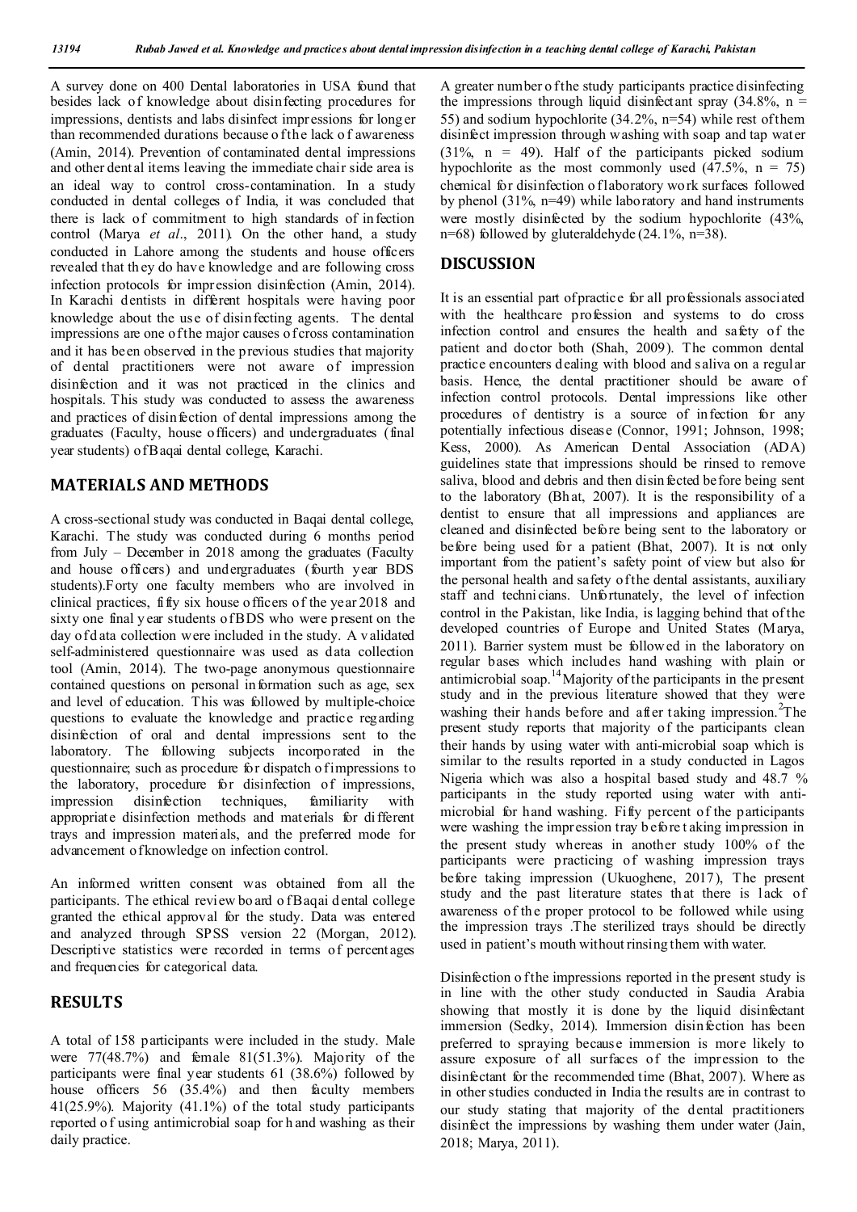A survey done on 400 Dental laboratories in USA found that besides lack of knowledge about disinfecting procedures for impressions, dentists and labs disinfect impressions for longer than recommended durations because of the lack of awareness (Amin, 2014). Prevention of contaminated dental impressions and other dental items leaving the immediate chair side area is an ideal way to control cross-contamination. In a study conducted in dental colleges of India, it was concluded that there is lack of commitment to high standards of infection control (Marya *et al*., 2011). On the other hand, a study conducted in Lahore among the students and house officers revealed that they do have knowledge and are following cross infection protocols for impression disinfection (Amin, 2014). In Karachi dentists in different hospitals were having poor knowledge about the use of disinfecting agents. The dental impressions are one of the major causes of cross contamination and it has been observed in the previous studies that majority of dental practitioners were not aware of impression disinfection and it was not practiced in the clinics and hospitals. This study was conducted to assess the awareness and practices of disinfection of dental impressions among the graduates (Faculty, house officers) and undergraduates (final year students) of Baqai dental college, Karachi.

## MATERIALS AND METHODS

A cross-sectional study was conducted in Baqai dental college, Karachi. The study was conducted during 6 months period from July – December in 2018 among the graduates (Faculty and house officers) and undergraduates (fourth year BDS students).Forty one faculty members who are involved in clinical practices, fifty six house officers of the year 2018 and sixty one final year students of BDS who were present on the day of data collection were included in the study. A validated self-administered questionnaire was used as data collection tool (Amin, 2014). The two-page anonymous questionnaire contained questions on personal information such as age, sex and level of education. This was followed by multiple-choice questions to evaluate the knowledge and practice regarding disinfection of oral and dental impressions sent to the laboratory. The following subjects incorporated in the questionnaire; such as procedure for dispatch of impressions to the laboratory, procedure for disinfection of impressions, impression disinfection techniques, familiarity with appropriate disinfection methods and materials for different trays and impression materials, and the preferred mode for advancement of knowledge on infection control.

An informed written consent was obtained from all the participants. The ethical review board of Baqai dental college granted the ethical approval for the study. Data was entered and analyzed through SPSS version 22 (Morgan, 2012). Descriptive statistics were recorded in terms of percentages and frequencies for categorical data.

## RESULTS

A total of 158 participants were included in the study. Male were 77(48.7%) and female 81(51.3%). Majority of the participants were final year students 61 (38.6%) followed by house officers 56 (35.4%) and then faculty members 41(25.9%). Majority (41.1%) of the total study participants reported of using antimicrobial soap for hand washing as their daily practice.

A greater number of the study participants practice disinfecting the impressions through liquid disinfectant spray (34.8%, n = 55) and sodium hypochlorite (34.2%, n=54) while rest of them disinfect impression through washing with soap and tap water (31%, n = 49). Half of the participants picked sodium hypochlorite as the most commonly used (47.5%, n = 75) chemical for disinfection of laboratory work surfaces followed by phenol (31%, n=49) while laboratory and hand instruments were mostly disinfected by the sodium hypochlorite (43%, n=68) followed by gluteraldehyde (24.1%, n=38).

## DISCUSSION

It is an essential part of practice for all professionals associated with the healthcare profession and systems to do cross infection control and ensures the health and safety of the patient and doctor both (Shah, 2009). The common dental practice encounters dealing with blood and saliva on a regular basis. Hence, the dental practitioner should be aware of infection control protocols. Dental impressions like other procedures of dentistry is a source of infection for any potentially infectious disease (Connor, 1991; Johnson, 1998; Kess, 2000). As American Dental Association (ADA) guidelines state that impressions should be rinsed to remove saliva, blood and debris and then disinfected before being sent to the laboratory (Bhat, 2007). It is the responsibility of a dentist to ensure that all impressions and appliances are cleaned and disinfected before being sent to the laboratory or before being used for a patient (Bhat, 2007). It is not only important from the patient's safety point of view but also for the personal health and safety of the dental assistants, auxiliary staff and technicians. Unfortunately, the level of infection control in the Pakistan, like India, is lagging behind that of the developed countries of Europe and United States (Marya, 2011). Barrier system must be followed in the laboratory on regular bases which includes hand washing with plain or antimicrobial soap.[14] Majority of the participants in the present study and in the previous literature showed that they were washing their hands before and after taking impression.[2] The present study reports that majority of the participants clean their hands by using water with anti-microbial soap which is similar to the results reported in a study conducted in Lagos Nigeria which was also a hospital based study and 48.7 % participants in the study reported using water with anti-microbial for hand washing. Fifty percent of the participants were washing the impression tray before taking impression in the present study whereas in another study 100% of the participants were practicing of washing impression trays before taking impression (Ukuoghene, 2017), The present study and the past literature states that there is lack of awareness of the proper protocol to be followed while using the impression trays .The sterilized trays should be directly used in patient's mouth without rinsing them with water.

Disinfection of the impressions reported in the present study is in line with the other study conducted in Saudia Arabia showing that mostly it is done by the liquid disinfectant immersion (Sedky, 2014). Immersion disinfection has been preferred to spraying because immersion is more likely to assure exposure of all surfaces of the impression to the disinfectant for the recommended time (Bhat, 2007). Where as in other studies conducted in India the results are in contrast to our study stating that majority of the dental practitioners disinfect the impressions by washing them under water (Jain, 2018; Marya, 2011).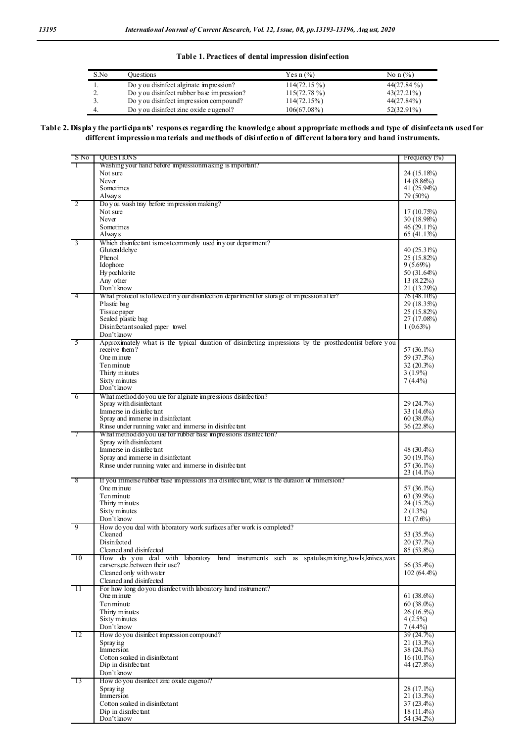**Table 1. Practices of dental impression disinfection**

| S.No | Questions | Yes n (%) | No n (%) |
|---|---|---|---|
| 1. | Do you disinfect alginate impression? | 114(72.15 %) | 44(27.84 %) |
| 2. | Do you disinfect rubber base impression? | 115(72.78 %) | 43(27.21%) |
| 3. | Do you disinfect impression compound? | 114(72.15%) | 44(27.84%) |
| 4. | Do you disinfect zinc oxide eugenol? | 106(67.08%) | 52(32.91%) |

**Table 2. Display the participants' responses regarding the knowledge about appropriate methods and type of disinfectants used for different impression materials and methods of disinfection of different laboratory and hand instruments.**

| S No | QUESTIONS | Frequency (%) |
|---|---|---|
| 1 | Washing your hand before impressionmaking is important? | |
| | Not sure | 24 (15.18%) |
| | Never | 14 (8.86%) |
| | Sometimes | 41 (25.94%) |
| | Always | 79 (50%) |
| 2 | Do you wash tray before impression making? | |
| | Not sure | 17 (10.75%) |
| | Never | 30 (18.98%) |
| | Sometimes | 46 (29.11%) |
| | Always | 65 (41.13%) |
| 3 | Which disinfectant is mostcommonly used in your department? | |
| | Gluteraldehye | 40 (25.31%) |
| | Phenol | 25 (15.82%) |
| | Idophore | 9 (5.69%) |
| | Hypochlorite | 50 (31.64%) |
| | Any other | 13 (8.22%) |
| | Don't know | 21 (13.29%) |
| 4 | What protocol is followed in your disinfection department for storage of impression after? | 76 (48.10%) |
| | Plastic bag | 29 (18.35%) |
| | Tissue paper | 25 (15.82%) |
| | Sealed plastic bag | 27 (17.08%) |
| | Disinfectant soaked paper towel | 1 (0.63%) |
| | Don't know | |
| 5 | Approximately what is the typical duration of disinfecting impressions by the prosthodontist before you receive them? | 57 (36.1%) |
| | One minute | 59 (37.3%) |
| | Ten minute | 32 (20.3%) |
| | Thirty minutes | 3 (1.9%) |
| | Sixty minutes | 7 (4.4%) |
| | Don't know | |
| 6 | What method do you use for alginate impressions disinfection? | |
| | Spray with disinfectant | 29 (24.7%) |
| | Immerse in disinfectant | 33 (14.6%) |
| | Spray and immerse in disinfectant | 60 (38.0%) |
| | Rinse under running water and immerse in disinfectant | 36 (22.8%) |
| 7 | What method do you use for rubber base impressions disinfection? | |
| | Spray with disinfectant | |
| | Immerse in disinfectant | 48 (30.4%) |
| | Spray and immerse in disinfectant | 30 (19.1%) |
| | Rinse under running water and immerse in disinfectant | 57 (36.1%) |
| | | 23 (14.1%) |
| 8 | If you immerse rubber base impressions in a disinfectant, what is the duraion of immersion? | |
| | One minute | 57 (36.1%) |
| | Ten minute | 63 (39.9%) |
| | Thirty minutes | 24 (15.2%) |
| | Sixty minutes | 2 (1.3%) |
| | Don't know | 12 (7.6%) |
| 9 | How do you deal with laboratory work surfaces after work is completed? | |
| | Cleaned | 53 (35.5%) |
| | Disinfected | 20 (37.7%) |
| | Cleaned and disinfected | 85 (53.8%) |
| 10 | How do you deal with laboratory hand instruments such as spatulas,mixing,bowls,knives,wax carvers,etc.between their use? | 56 (35.4%) |
| | Cleaned only with water | 102 (64.4%) |
| | Cleaned and disinfected | |
| 11 | For how long do you disinfect with laboratory hand instrument? | |
| | One minute | 61 (38.6%) |
| | Ten minute | 60 (38.0%) |
| | Thirty minutes | 26 (16.5%) |
| | Sixty minutes | 4 (2.5%) |
| | Don't know | 7 (4.4%) |
| 12 | How do you disinfect impression compound? | 39 (24.7%) |
| | Spraying | 21 (13.3%) |
| | Immersion | 38 (24.1%) |
| | Cotton soaked in disinfectant | 16 (10.1%) |
| | Dip in disinfectant | 44 (27.8%) |
| | Don't know | |
| 13 | How do you disinfect zinc oxide eugenol? | |
| | Spraying | 28 (17.1%) |
| | Immersion | 21 (13.3%) |
| | Cotton soaked in disinfectant | 37 (23.4%) |
| | Dip in disinfectant | 18 (11.4%) |
| | Don't know | 54 (34.2%) |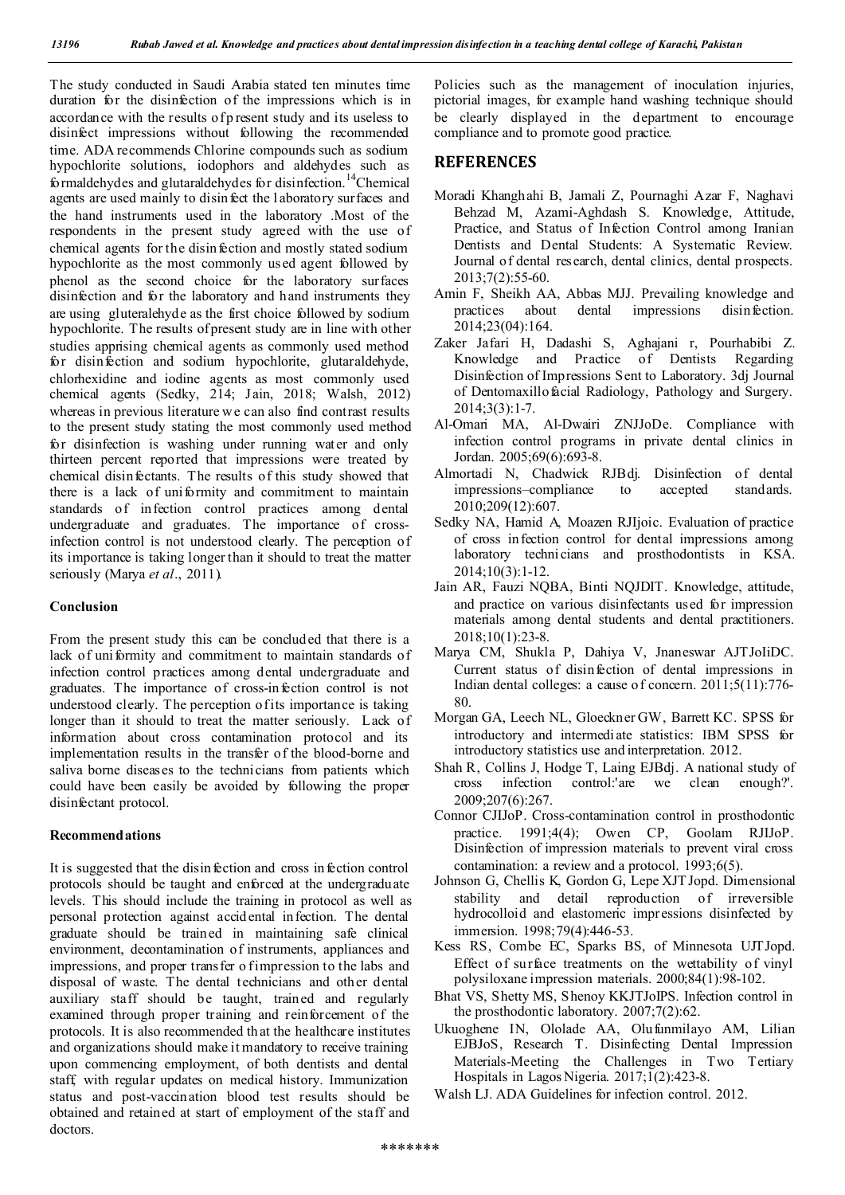The study conducted in Saudi Arabia stated ten minutes time duration for the disinfection of the impressions which is in accordance with the results of present study and its useless to disinfect impressions without following the recommended time. ADA recommends Chlorine compounds such as sodium hypochlorite solutions, iodophors and aldehydes such as formaldehydes and glutaraldehydes for disinfection.[14] Chemical agents are used mainly to disinfect the laboratory surfaces and the hand instruments used in the laboratory .Most of the respondents in the present study agreed with the use of chemical agents for the disinfection and mostly stated sodium hypochlorite as the most commonly used agent followed by phenol as the second choice for the laboratory surfaces disinfection and for the laboratory and hand instruments they are using gluteralehyde as the first choice followed by sodium hypochlorite. The results of present study are in line with other studies apprising chemical agents as commonly used method for disinfection and sodium hypochlorite, glutaraldehyde, chlorhexidine and iodine agents as most commonly used chemical agents (Sedky, 214; Jain, 2018; Walsh, 2012) whereas in previous literature we can also find contrast results to the present study stating the most commonly used method for disinfection is washing under running water and only thirteen percent reported that impressions were treated by chemical disinfectants. The results of this study showed that there is a lack of uniformity and commitment to maintain standards of infection control practices among dental undergraduate and graduates. The importance of cross-infection control is not understood clearly. The perception of its importance is taking longer than it should to treat the matter seriously (Marya *et al*., 2011).

### Conclusion

From the present study this can be concluded that there is a lack of uniformity and commitment to maintain standards of infection control practices among dental undergraduate and graduates. The importance of cross-infection control is not understood clearly. The perception of its importance is taking longer than it should to treat the matter seriously. Lack of information about cross contamination protocol and its implementation results in the transfer of the blood-borne and saliva borne diseases to the technicians from patients which could have been easily be avoided by following the proper disinfectant protocol.

### Recommendations

It is suggested that the disinfection and cross infection control protocols should be taught and enforced at the undergraduate levels. This should include the training in protocol as well as personal protection against accidental infection. The dental graduate should be trained in maintaining safe clinical environment, decontamination of instruments, appliances and impressions, and proper transfer of impression to the labs and disposal of waste. The dental technicians and other dental auxiliary staff should be taught, trained and regularly examined through proper training and reinforcement of the protocols. It is also recommended that the healthcare institutes and organizations should make it mandatory to receive training upon commencing employment, of both dentists and dental staff, with regular updates on medical history. Immunization status and post-vaccination blood test results should be obtained and retained at start of employment of the staff and doctors.

Policies such as the management of inoculation injuries, pictorial images, for example hand washing technique should be clearly displayed in the department to encourage compliance and to promote good practice.

## REFERENCES

- Moradi Khanghahi B, Jamali Z, Pournaghi Azar F, Naghavi Behzad M, Azami-Aghdash S. Knowledge, Attitude, Practice, and Status of Infection Control among Iranian Dentists and Dental Students: A Systematic Review. Journal of dental research, dental clinics, dental prospects. 2013;7(2):55-60.
- Amin F, Sheikh AA, Abbas MJJ. Prevailing knowledge and practices about dental impressions disinfection. 2014;23(04):164.
- Zaker Jafari H, Dadashi S, Aghajani r, Pourhabibi Z. Knowledge and Practice of Dentists Regarding Disinfection of Impressions Sent to Laboratory. 3dj Journal of Dentomaxillofacial Radiology, Pathology and Surgery. 2014;3(3):1-7.
- Al-Omari MA, Al-Dwairi ZNJJoDe. Compliance with infection control programs in private dental clinics in Jordan. 2005;69(6):693-8.
- Almortadi N, Chadwick RJBdj. Disinfection of dental impressions–compliance to accepted standards. 2010;209(12):607.
- Sedky NA, Hamid A, Moazen RJIjoic. Evaluation of practice of cross infection control for dental impressions among laboratory technicians and prosthodontists in KSA. 2014;10(3):1-12.
- Jain AR, Fauzi NQBA, Binti NQJDIT. Knowledge, attitude, and practice on various disinfectants used for impression materials among dental students and dental practitioners. 2018;10(1):23-8.
- Marya CM, Shukla P, Dahiya V, Jnaneswar AJTJoIiDC. Current status of disinfection of dental impressions in Indian dental colleges: a cause of concern. 2011;5(11):776-80.
- Morgan GA, Leech NL, Gloeckner GW, Barrett KC. SPSS for introductory and intermediate statistics: IBM SPSS for introductory statistics use and interpretation. 2012.
- Shah R, Collins J, Hodge T, Laing EJBdj. A national study of cross infection control:'are we clean enough?'. 2009;207(6):267.
- Connor CJIJoP. Cross-contamination control in prosthodontic practice. 1991;4(4); Owen CP, Goolam RJIJoP. Disinfection of impression materials to prevent viral cross contamination: a review and a protocol. 1993;6(5).
- Johnson G, Chellis K, Gordon G, Lepe XJTJopd. Dimensional stability and detail reproduction of irreversible hydrocolloid and elastomeric impressions disinfected by immersion. 1998;79(4):446-53.
- Kess RS, Combe EC, Sparks BS, of Minnesota UJTJopd. Effect of surface treatments on the wettability of vinyl polysiloxane impression materials. 2000;84(1):98-102.
- Bhat VS, Shetty MS, Shenoy KKJTJoIPS. Infection control in the prosthodontic laboratory. 2007;7(2):62.
- Ukuoghene IN, Ololade AA, Olufunmilayo AM, Lilian EJBJoS, Research T. Disinfecting Dental Impression Materials-Meeting the Challenges in Two Tertiary Hospitals in Lagos Nigeria. 2017;1(2):423-8.
- Walsh LJ. ADA Guidelines for infection control. 2012.

\*\*\*\*\*\*\*